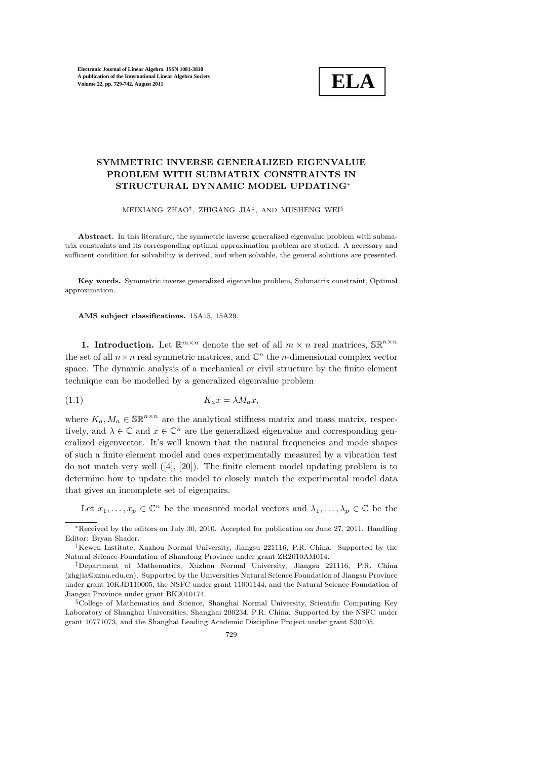# SYMMETRIC INVERSE GENERALIZED EIGENVALUE PROBLEM WITH SUBMATRIX CONSTRAINTS IN STRUCTURAL DYNAMIC MODEL UPDATING*

MEIXIANG ZHAO†, ZHIGANG JIA‡, AND MUSHENG WEI§

**Abstract.** In this literature, the symmetric inverse generalized eigenvalue problem with submatrix constraints and its corresponding optimal approximation problem are studied. A necessary and sufficient condition for solvability is derived, and when solvable, the general solutions are presented.

**Key words.** Symmetric inverse generalized eigenvalue problem, Submatrix constraint, Optimal approximation.

**AMS subject classifications.** 15A15, 15A29.

**1. Introduction.** Let $\mathbb{R}^{m\times n}$ denote the set of all $m \times n$ real matrices, $\mathbb{SR}^{n\times n}$ the set of all $n\times n$ real symmetric matrices, and $\mathbb{C}^n$ the $n$-dimensional complex vector space. The dynamic analysis of a mechanical or civil structure by the finite element technique can be modelled by a generalized eigenvalue problem

$$K_a x = \lambda M_a x, \tag{1.1}$$

where $K_a, M_a \in \mathbb{SR}^{n\times n}$ are the analytical stiffness matrix and mass matrix, respectively, and $\lambda \in \mathbb{C}$ and $x \in \mathbb{C}^n$ are the generalized eigenvalue and corresponding generalized eigenvector. It's well known that the natural frequencies and mode shapes of such a finite element model and ones experimentally measured by a vibration test do not match very well ([4], [20]). The finite element model updating problem is to determine how to update the model to closely match the experimental model data that gives an incomplete set of eigenpairs.

Let $x_1, \ldots, x_p \in \mathbb{C}^n$ be the measured modal vectors and $\lambda_1, \ldots, \lambda_p \in \mathbb{C}$ be the

---

*Received by the editors on July 30, 2010. Accepted for publication on June 27, 2011. Handling Editor: Bryan Shader.

†Kewen Institute, Xuzhou Normal University, Jiangsu 221116, P.R. China. Supported by the Natural Science Foundation of Shandong Province under grant ZR2010AM014.

‡Department of Mathematics, Xuzhou Normal University, Jiangsu 221116, P.R. China (zhgjia@xznu.edu.cn). Supported by the Universities Natural Science Foundation of Jiangsu Province under grant 10KJD110005, the NSFC under grant 11001144, and the Natural Science Foundation of Jiangsu Province under grant BK2010174.

§College of Mathematics and Science, Shanghai Normal University, Scientific Computing Key Laboratory of Shanghai Universities, Shanghai 200234, P.R. China. Supported by the NSFC under grant 10771073, and the Shanghai Leading Academic Discipline Project under grant S30405.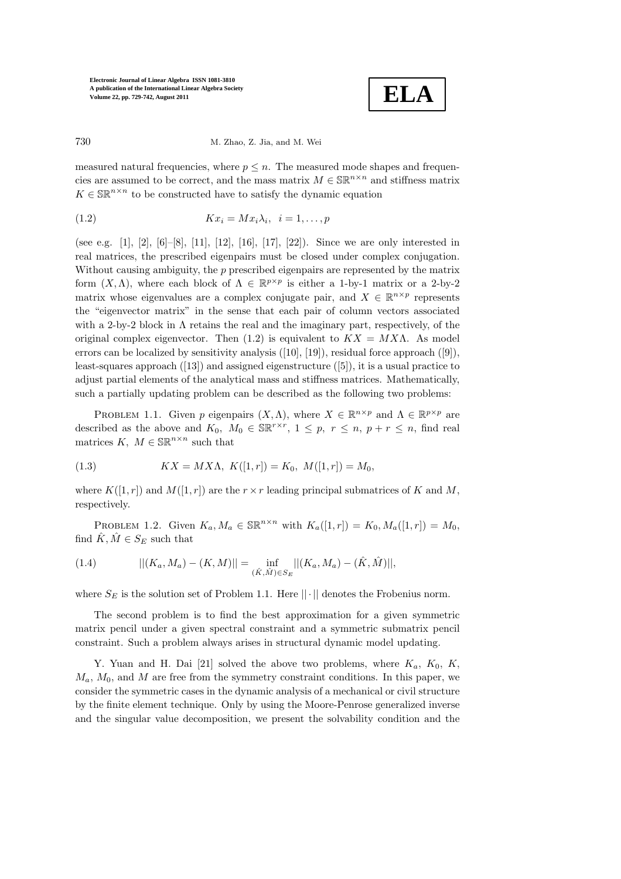measured natural frequencies, where $p \leq n$. The measured mode shapes and frequencies are assumed to be correct, and the mass matrix $M \in \mathbb{SR}^{n\times n}$ and stiffness matrix $K \in \mathbb{SR}^{n\times n}$ to be constructed have to satisfy the dynamic equation

$$Kx_i = Mx_i\lambda_i, \quad i = 1, \ldots, p \tag{1.2}$$

(see e.g. [1], [2], [6]–[8], [11], [12], [16], [17], [22]). Since we are only interested in real matrices, the prescribed eigenpairs must be closed under complex conjugation. Without causing ambiguity, the $p$ prescribed eigenpairs are represented by the matrix form $(X, \Lambda)$, where each block of $\Lambda \in \mathbb{R}^{p\times p}$ is either a 1-by-1 matrix or a 2-by-2 matrix whose eigenvalues are a complex conjugate pair, and $X \in \mathbb{R}^{n\times p}$ represents the "eigenvector matrix" in the sense that each pair of column vectors associated with a 2-by-2 block in $\Lambda$ retains the real and the imaginary part, respectively, of the original complex eigenvector. Then (1.2) is equivalent to $KX = MX\Lambda$. As model errors can be localized by sensitivity analysis ([10], [19]), residual force approach ([9]), least-squares approach ([13]) and assigned eigenstructure ([5]), it is a usual practice to adjust partial elements of the analytical mass and stiffness matrices. Mathematically, such a partially updating problem can be described as the following two problems:

Problem 1.1. Given $p$ eigenpairs $(X, \Lambda)$, where $X \in \mathbb{R}^{n\times p}$ and $\Lambda \in \mathbb{R}^{p\times p}$ are described as the above and $K_0,\ M_0 \in \mathbb{SR}^{r\times r}$, $1 \leq p,\ r \leq n,\ p + r \leq n$, find real matrices $K,\ M \in \mathbb{SR}^{n\times n}$ such that

$$KX = MX\Lambda,\ K([1, r]) = K_0,\ M([1, r]) = M_0, \tag{1.3}$$

where $K([1, r])$ and $M([1, r])$ are the $r \times r$ leading principal submatrices of $K$ and $M$, respectively.

Problem 1.2. Given $K_a, M_a \in \mathbb{SR}^{n\times n}$ with $K_a([1, r]) = K_0, M_a([1, r]) = M_0$, find $\hat{K}, \hat{M} \in S_E$ such that

$$||(K_a, M_a) - (K, M)|| = \inf_{(\hat{K},\hat{M})\in S_E} ||(K_a, M_a) - (\hat{K}, \hat{M})||, \tag{1.4}$$

where $S_E$ is the solution set of Problem 1.1. Here $||\cdot||$ denotes the Frobenius norm.

The second problem is to find the best approximation for a given symmetric matrix pencil under a given spectral constraint and a symmetric submatrix pencil constraint. Such a problem always arises in structural dynamic model updating.

Y. Yuan and H. Dai [21] solved the above two problems, where $K_a$, $K_0$, $K$, $M_a$, $M_0$, and $M$ are free from the symmetry constraint conditions. In this paper, we consider the symmetric cases in the dynamic analysis of a mechanical or civil structure by the finite element technique. Only by using the Moore-Penrose generalized inverse and the singular value decomposition, we present the solvability condition and the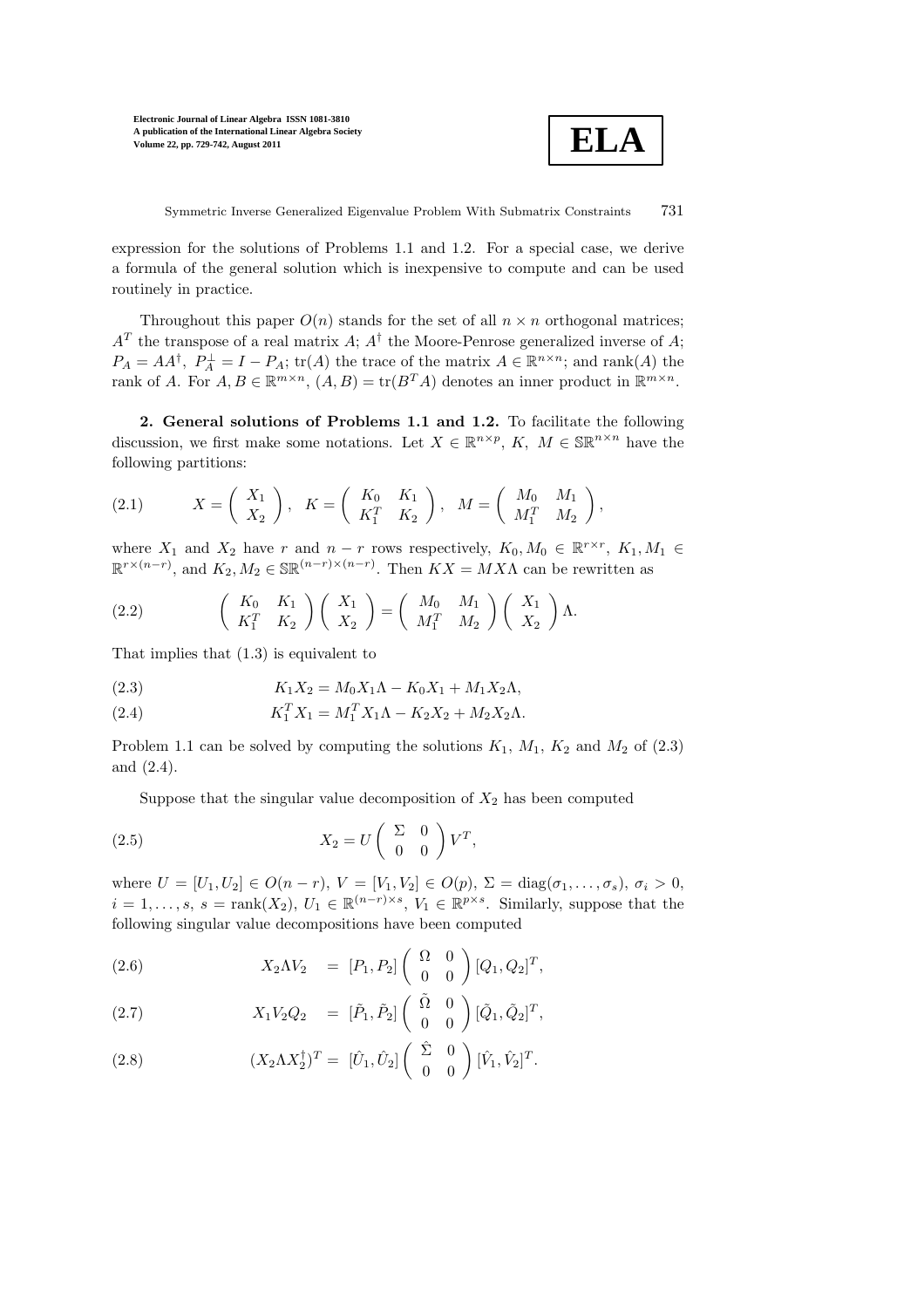expression for the solutions of Problems 1.1 and 1.2. For a special case, we derive a formula of the general solution which is inexpensive to compute and can be used routinely in practice.

Throughout this paper $O(n)$ stands for the set of all $n \times n$ orthogonal matrices; $A^T$ the transpose of a real matrix $A$; $A^\dagger$ the Moore-Penrose generalized inverse of $A$; $P_A = AA^\dagger$, $P_A^\perp = I - P_A$; $\mathrm{tr}(A)$ the trace of the matrix $A \in \mathbb{R}^{n\times n}$; and $\mathrm{rank}(A)$ the rank of $A$. For $A, B \in \mathbb{R}^{m\times n}$, $(A, B) = \mathrm{tr}(B^T A)$ denotes an inner product in $\mathbb{R}^{m\times n}$.

**2. General solutions of Problems 1.1 and 1.2.** To facilitate the following discussion, we first make some notations. Let $X \in \mathbb{R}^{n\times p}$, $K,\ M \in \mathbb{SR}^{n\times n}$ have the following partitions:

$$X = \begin{pmatrix} X_1 \\ X_2 \end{pmatrix}, \quad K = \begin{pmatrix} K_0 & K_1 \\ K_1^T & K_2 \end{pmatrix}, \quad M = \begin{pmatrix} M_0 & M_1 \\ M_1^T & M_2 \end{pmatrix}, \tag{2.1}$$

where $X_1$ and $X_2$ have $r$ and $n-r$ rows respectively, $K_0, M_0 \in \mathbb{R}^{r\times r}$, $K_1, M_1 \in \mathbb{R}^{r\times(n-r)}$, and $K_2, M_2 \in \mathbb{SR}^{(n-r)\times(n-r)}$. Then $KX = MX\Lambda$ can be rewritten as

$$\begin{pmatrix} K_0 & K_1 \\ K_1^T & K_2 \end{pmatrix}\begin{pmatrix} X_1 \\ X_2 \end{pmatrix} = \begin{pmatrix} M_0 & M_1 \\ M_1^T & M_2 \end{pmatrix}\begin{pmatrix} X_1 \\ X_2 \end{pmatrix}\Lambda. \tag{2.2}$$

That implies that (1.3) is equivalent to

$$K_1 X_2 = M_0 X_1 \Lambda - K_0 X_1 + M_1 X_2 \Lambda, \tag{2.3}$$

$$K_1^T X_1 = M_1^T X_1 \Lambda - K_2 X_2 + M_2 X_2 \Lambda. \tag{2.4}$$

Problem 1.1 can be solved by computing the solutions $K_1$, $M_1$, $K_2$ and $M_2$ of (2.3) and (2.4).

Suppose that the singular value decomposition of $X_2$ has been computed

$$X_2 = U \begin{pmatrix} \Sigma & 0 \\ 0 & 0 \end{pmatrix} V^T, \tag{2.5}$$

where $U = [U_1, U_2] \in O(n-r)$, $V = [V_1, V_2] \in O(p)$, $\Sigma = \mathrm{diag}(\sigma_1, \ldots, \sigma_s)$, $\sigma_i > 0$, $i = 1, \ldots, s$, $s = \mathrm{rank}(X_2)$, $U_1 \in \mathbb{R}^{(n-r)\times s}$, $V_1 \in \mathbb{R}^{p\times s}$. Similarly, suppose that the following singular value decompositions have been computed

$$X_2 \Lambda V_2 = [P_1, P_2]\begin{pmatrix} \Omega & 0 \\ 0 & 0 \end{pmatrix}[Q_1, Q_2]^T, \tag{2.6}$$

$$X_1 V_2 Q_2 = [\tilde{P}_1, \tilde{P}_2]\begin{pmatrix} \tilde{\Omega} & 0 \\ 0 & 0 \end{pmatrix}[\tilde{Q}_1, \tilde{Q}_2]^T, \tag{2.7}$$

$$(X_2 \Lambda X_2^\dagger)^T = [\hat{U}_1, \hat{U}_2]\begin{pmatrix} \hat{\Sigma} & 0 \\ 0 & 0 \end{pmatrix}[\hat{V}_1, \hat{V}_2]^T. \tag{2.8}$$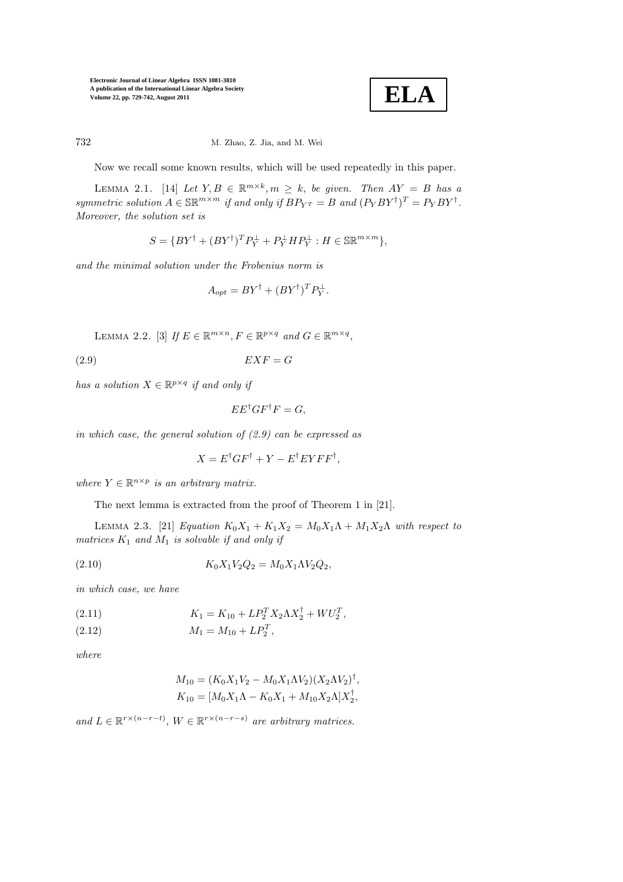Now we recall some known results, which will be used repeatedly in this paper.

LEMMA 2.1. [14] *Let $Y, B \in \mathbb{R}^{m\times k}, m \geq k$, be given. Then $AY = B$ has a symmetric solution $A \in \mathbb{SR}^{m\times m}$ if and only if $BP_{Y^T} = B$ and $(P_Y BY^\dagger)^T = P_Y BY^\dagger$. Moreover, the solution set is*

$$S = \{BY^\dagger + (BY^\dagger)^T P_Y^\perp + P_Y^\perp H P_Y^\perp : H \in \mathbb{SR}^{m\times m}\},$$

*and the minimal solution under the Frobenius norm is*

$$A_{opt} = BY^\dagger + (BY^\dagger)^T P_Y^\perp.$$

LEMMA 2.2. [3] *If $E \in \mathbb{R}^{m\times n}, F \in \mathbb{R}^{p\times q}$ and $G \in \mathbb{R}^{m\times q}$,*

$$EXF = G \tag{2.9}$$

*has a solution $X \in \mathbb{R}^{p\times q}$ if and only if*

$$EE^\dagger GF^\dagger F = G,$$

*in which case, the general solution of (2.9) can be expressed as*

$$X = E^\dagger GF^\dagger + Y - E^\dagger EYFF^\dagger,$$

*where $Y \in \mathbb{R}^{n\times p}$ is an arbitrary matrix.*

The next lemma is extracted from the proof of Theorem 1 in [21].

LEMMA 2.3. [21] *Equation $K_0X_1 + K_1X_2 = M_0X_1\Lambda + M_1X_2\Lambda$ with respect to matrices $K_1$ and $M_1$ is solvable if and only if*

$$K_0X_1V_2Q_2 = M_0X_1\Lambda V_2Q_2, \tag{2.10}$$

*in which case, we have*

$$K_1 = K_{10} + LP_2^T X_2\Lambda X_2^\dagger + WU_2^T, \tag{2.11}$$

$$M_1 = M_{10} + LP_2^T, \tag{2.12}$$

*where*

$$M_{10} = (K_0X_1V_2 - M_0X_1\Lambda V_2)(X_2\Lambda V_2)^\dagger,$$
$$K_{10} = [M_0X_1\Lambda - K_0X_1 + M_{10}X_2\Lambda]X_2^\dagger,$$

*and $L \in \mathbb{R}^{r\times(n-r-t)}$, $W \in \mathbb{R}^{r\times(n-r-s)}$ are arbitrary matrices.*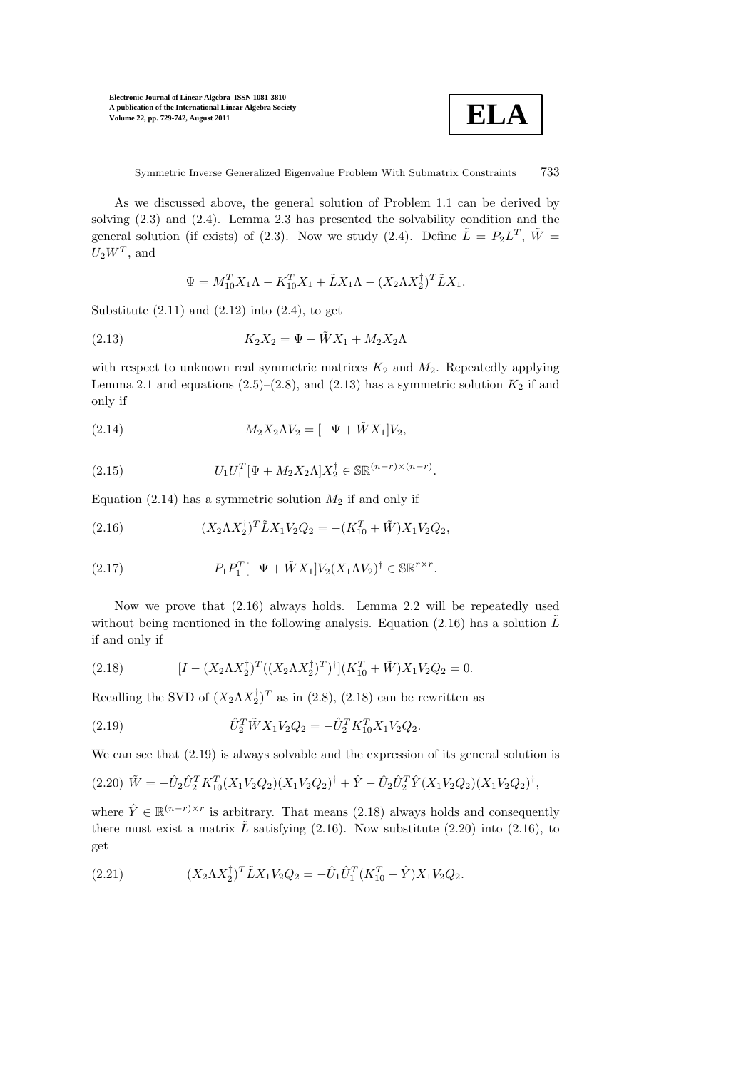As we discussed above, the general solution of Problem 1.1 can be derived by solving (2.3) and (2.4). Lemma 2.3 has presented the solvability condition and the general solution (if exists) of (2.3). Now we study (2.4). Define $\tilde{L} = P_2 L^T$, $\tilde{W} = U_2 W^T$, and

$$\Psi = M_{10}^T X_1 \Lambda - K_{10}^T X_1 + \tilde{L} X_1 \Lambda - (X_2 \Lambda X_2^\dagger)^T \tilde{L} X_1.$$

Substitute (2.11) and (2.12) into (2.4), to get

$$K_2 X_2 = \Psi - \tilde{W} X_1 + M_2 X_2 \Lambda \tag{2.13}$$

with respect to unknown real symmetric matrices $K_2$ and $M_2$. Repeatedly applying Lemma 2.1 and equations (2.5)–(2.8), and (2.13) has a symmetric solution $K_2$ if and only if

$$M_2 X_2 \Lambda V_2 = [-\Psi + \tilde{W} X_1] V_2, \tag{2.14}$$

$$U_1 U_1^T [\Psi + M_2 X_2 \Lambda] X_2^\dagger \in \mathbb{SR}^{(n-r)\times(n-r)}. \tag{2.15}$$

Equation (2.14) has a symmetric solution $M_2$ if and only if

$$(X_2 \Lambda X_2^\dagger)^T \tilde{L} X_1 V_2 Q_2 = -(K_{10}^T + \tilde{W}) X_1 V_2 Q_2, \tag{2.16}$$

$$P_1 P_1^T [-\Psi + \tilde{W} X_1] V_2 (X_1 \Lambda V_2)^\dagger \in \mathbb{SR}^{r\times r}. \tag{2.17}$$

Now we prove that (2.16) always holds. Lemma 2.2 will be repeatedly used without being mentioned in the following analysis. Equation (2.16) has a solution $\tilde{L}$ if and only if

$$[I - (X_2 \Lambda X_2^\dagger)^T ((X_2 \Lambda X_2^\dagger)^T)^\dagger](K_{10}^T + \tilde{W}) X_1 V_2 Q_2 = 0. \tag{2.18}$$

Recalling the SVD of $(X_2 \Lambda X_2^\dagger)^T$ as in (2.8), (2.18) can be rewritten as

$$\hat{U}_2^T \tilde{W} X_1 V_2 Q_2 = -\hat{U}_2^T K_{10}^T X_1 V_2 Q_2. \tag{2.19}$$

We can see that (2.19) is always solvable and the expression of its general solution is

$$\tilde{W} = -\hat{U}_2 \hat{U}_2^T K_{10}^T (X_1 V_2 Q_2)(X_1 V_2 Q_2)^\dagger + \hat{Y} - \hat{U}_2 \hat{U}_2^T \hat{Y} (X_1 V_2 Q_2)(X_1 V_2 Q_2)^\dagger, \tag{2.20}$$

where $\hat{Y} \in \mathbb{R}^{(n-r)\times r}$ is arbitrary. That means (2.18) always holds and consequently there must exist a matrix $\tilde{L}$ satisfying (2.16). Now substitute (2.20) into (2.16), to get

$$(X_2 \Lambda X_2^\dagger)^T \tilde{L} X_1 V_2 Q_2 = -\hat{U}_1 \hat{U}_1^T (K_{10}^T - \hat{Y}) X_1 V_2 Q_2. \tag{2.21}$$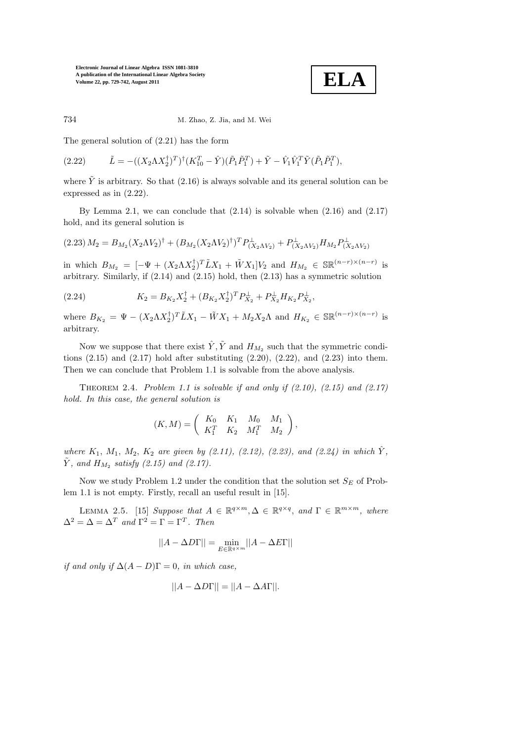The general solution of (2.21) has the form

$$\tilde{L} = -((X_2\Lambda X_2^\dagger)^T)^\dagger (K_{10}^T - \hat{Y})(\tilde{P}_1\tilde{P}_1^T) + \tilde{Y} - \hat{V}_1\hat{V}_1^T\tilde{Y}(\tilde{P}_1\tilde{P}_1^T), \tag{2.22}$$

where $\tilde{Y}$ is arbitrary. So that (2.16) is always solvable and its general solution can be expressed as in (2.22).

By Lemma 2.1, we can conclude that (2.14) is solvable when (2.16) and (2.17) hold, and its general solution is

$$M_2 = B_{M_2}(X_2\Lambda V_2)^\dagger + (B_{M_2}(X_2\Lambda V_2)^\dagger)^T P^\perp_{(X_2\Lambda V_2)} + P^\perp_{(X_2\Lambda V_2)} H_{M_2} P^\perp_{(X_2\Lambda V_2)} \tag{2.23}$$

in which $B_{M_2} = [-\Psi + (X_2\Lambda X_2^\dagger)^T\tilde{L}X_1 + \tilde{W}X_1]V_2$ and $H_{M_2} \in \mathbb{SR}^{(n-r)\times(n-r)}$ is arbitrary. Similarly, if (2.14) and (2.15) hold, then (2.13) has a symmetric solution

$$K_2 = B_{K_2}X_2^\dagger + (B_{K_2}X_2^\dagger)^T P^\perp_{X_2} + P^\perp_{X_2} H_{K_2} P^\perp_{X_2}, \tag{2.24}$$

where $B_{K_2} = \Psi - (X_2\Lambda X_2^\dagger)^T\tilde{L}X_1 - \tilde{W}X_1 + M_2X_2\Lambda$ and $H_{K_2} \in \mathbb{SR}^{(n-r)\times(n-r)}$ is arbitrary.

Now we suppose that there exist $\hat{Y}, \tilde{Y}$ and $H_{M_2}$ such that the symmetric conditions (2.15) and (2.17) hold after substituting (2.20), (2.22), and (2.23) into them. Then we can conclude that Problem 1.1 is solvable from the above analysis.

Theorem 2.4. *Problem 1.1 is solvable if and only if (2.10), (2.15) and (2.17) hold. In this case, the general solution is*

$$(K, M) = \begin{pmatrix} K_0 & K_1 & M_0 & M_1 \\ K_1^T & K_2 & M_1^T & M_2 \end{pmatrix},$$

*where $K_1$, $M_1$, $M_2$, $K_2$ are given by (2.11), (2.12), (2.23), and (2.24) in which $\hat{Y}$, $\tilde{Y}$, and $H_{M_2}$ satisfy (2.15) and (2.17).*

Now we study Problem 1.2 under the condition that the solution set $S_E$ of Problem 1.1 is not empty. Firstly, recall an useful result in [15].

Lemma 2.5. [15] *Suppose that $A \in \mathbb{R}^{q\times m}, \Delta \in \mathbb{R}^{q\times q}$, and $\Gamma \in \mathbb{R}^{m\times m}$, where $\Delta^2 = \Delta = \Delta^T$ and $\Gamma^2 = \Gamma = \Gamma^T$. Then*

$$||A - \Delta D\Gamma|| = \min_{E\in\mathbb{R}^{q\times m}} ||A - \Delta E\Gamma||$$

*if and only if $\Delta(A - D)\Gamma = 0$, in which case,*

$$||A - \Delta D\Gamma|| = ||A - \Delta A\Gamma||.$$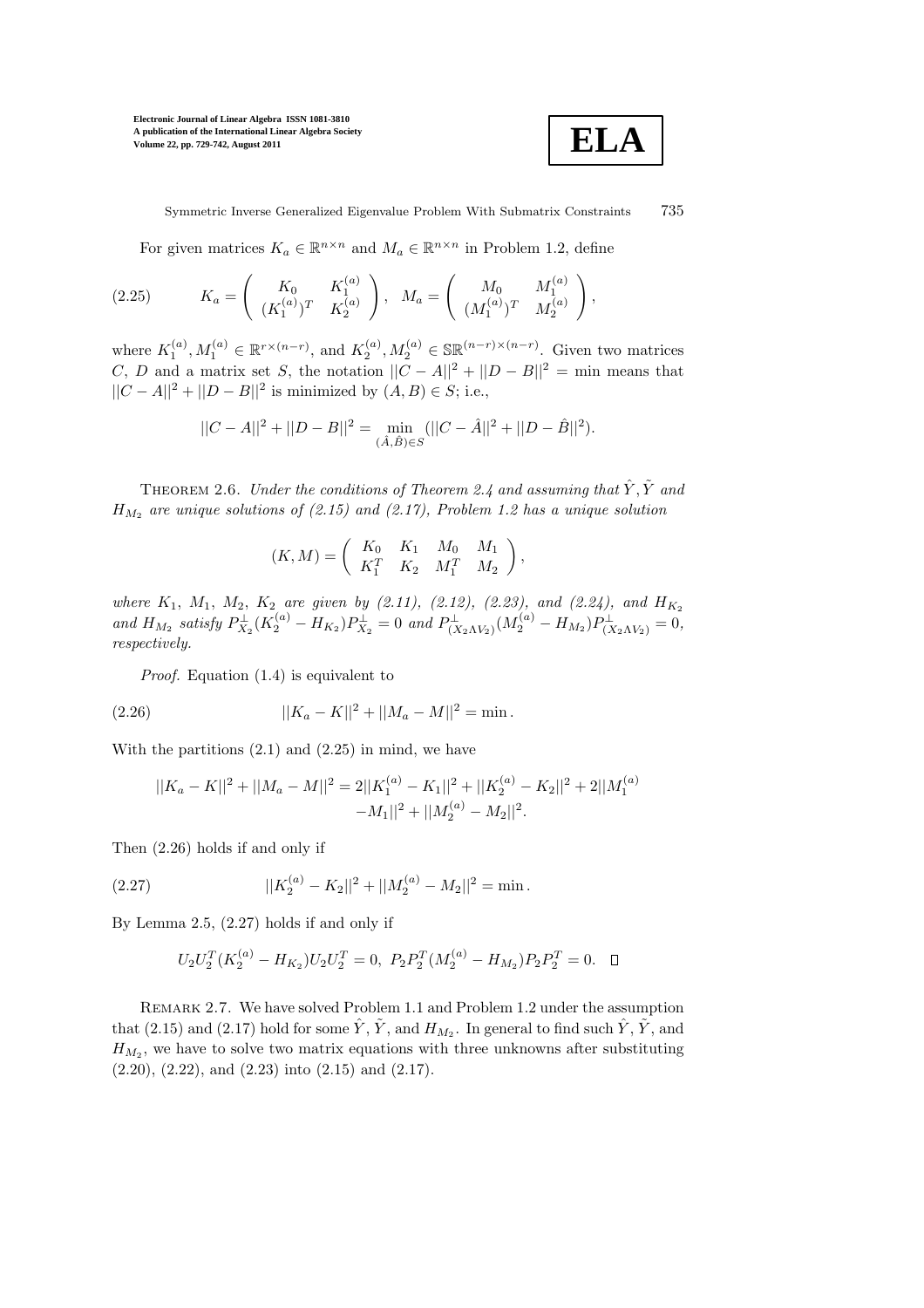For given matrices $K_a \in \mathbb{R}^{n\times n}$ and $M_a \in \mathbb{R}^{n\times n}$ in Problem 1.2, define

$$K_a = \begin{pmatrix} K_0 & K_1^{(a)} \\ (K_1^{(a)})^T & K_2^{(a)} \end{pmatrix}, \quad M_a = \begin{pmatrix} M_0 & M_1^{(a)} \\ (M_1^{(a)})^T & M_2^{(a)} \end{pmatrix}, \tag{2.25}$$

where $K_1^{(a)}, M_1^{(a)} \in \mathbb{R}^{r\times(n-r)}$, and $K_2^{(a)}, M_2^{(a)} \in \mathbb{SR}^{(n-r)\times(n-r)}$. Given two matrices $C$, $D$ and a matrix set $S$, the notation $||C - A||^2 + ||D - B||^2 = \min$ means that $||C - A||^2 + ||D - B||^2$ is minimized by $(A, B) \in S$; i.e.,

$$||C - A||^2 + ||D - B||^2 = \min_{(\hat{A},\hat{B})\in S} (||C - \hat{A}||^2 + ||D - \hat{B}||^2).$$

THEOREM 2.6. *Under the conditions of Theorem 2.4 and assuming that $\hat{Y}, \tilde{Y}$ and $H_{M_2}$ are unique solutions of (2.15) and (2.17), Problem 1.2 has a unique solution*

$$(K, M) = \begin{pmatrix} K_0 & K_1 & M_0 & M_1 \\ K_1^T & K_2 & M_1^T & M_2 \end{pmatrix},$$

*where $K_1$, $M_1$, $M_2$, $K_2$ are given by (2.11), (2.12), (2.23), and (2.24), and $H_{K_2}$ and $H_{M_2}$ satisfy $P_{X_2}^{\perp}(K_2^{(a)} - H_{K_2})P_{X_2}^{\perp} = 0$ and $P_{(X_2\Lambda V_2)}^{\perp}(M_2^{(a)} - H_{M_2})P_{(X_2\Lambda V_2)}^{\perp} = 0$, respectively.*

*Proof.* Equation (1.4) is equivalent to

$$||K_a - K||^2 + ||M_a - M||^2 = \min. \tag{2.26}$$

With the partitions (2.1) and (2.25) in mind, we have

$$||K_a - K||^2 + ||M_a - M||^2 = 2||K_1^{(a)} - K_1||^2 + ||K_2^{(a)} - K_2||^2 + 2||M_1^{(a)} - M_1||^2 + ||M_2^{(a)} - M_2||^2.$$

Then (2.26) holds if and only if

$$||K_2^{(a)} - K_2||^2 + ||M_2^{(a)} - M_2||^2 = \min. \tag{2.27}$$

By Lemma 2.5, (2.27) holds if and only if

$$U_2U_2^T(K_2^{(a)} - H_{K_2})U_2U_2^T = 0, \; P_2P_2^T(M_2^{(a)} - H_{M_2})P_2P_2^T = 0. \quad \square$$

REMARK 2.7. We have solved Problem 1.1 and Problem 1.2 under the assumption that (2.15) and (2.17) hold for some $\hat{Y}$, $\tilde{Y}$, and $H_{M_2}$. In general to find such $\hat{Y}$, $\tilde{Y}$, and $H_{M_2}$, we have to solve two matrix equations with three unknowns after substituting (2.20), (2.22), and (2.23) into (2.15) and (2.17).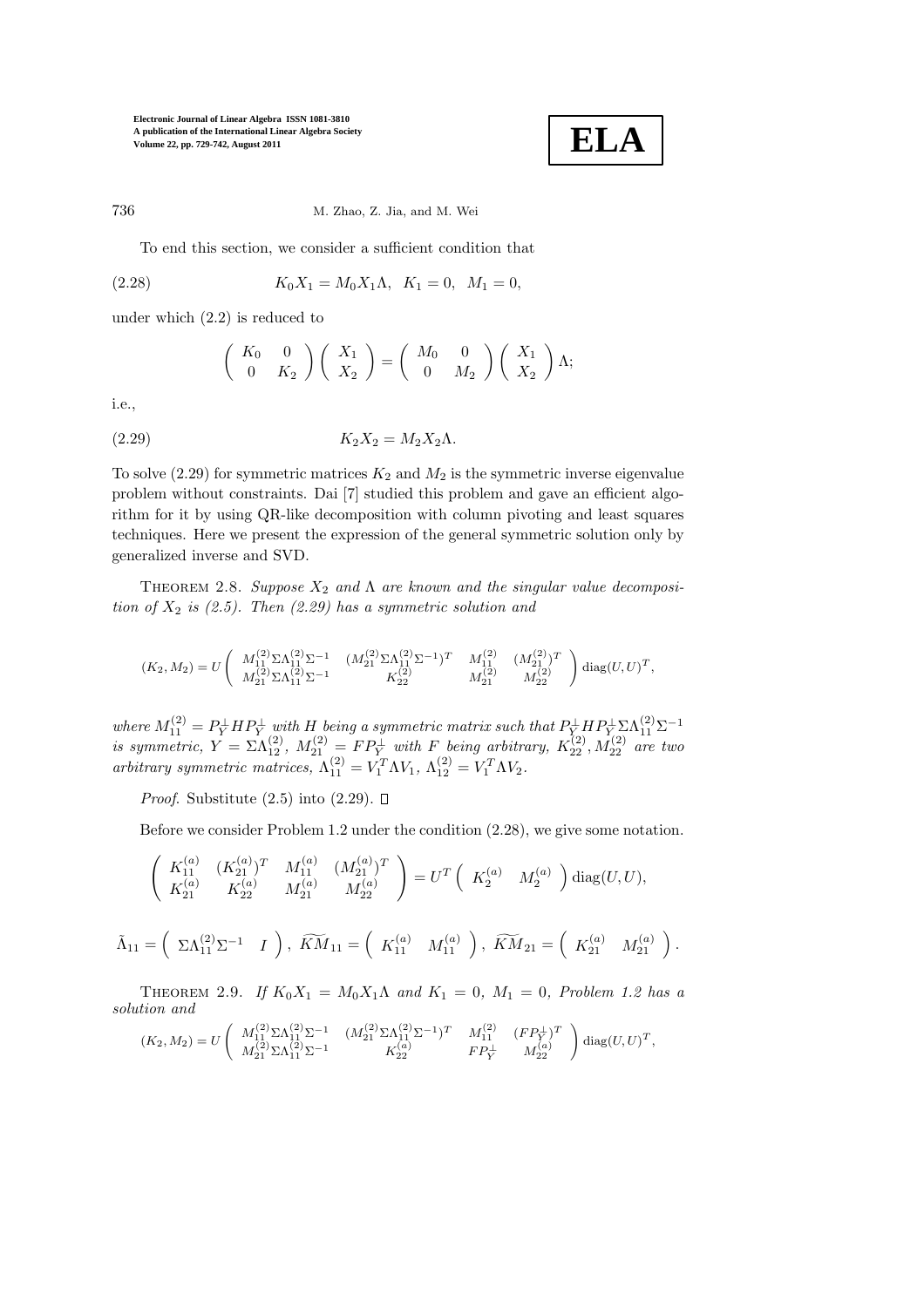To end this section, we consider a sufficient condition that

$$K_0X_1 = M_0X_1\Lambda, \quad K_1 = 0, \quad M_1 = 0, \tag{2.28}$$

under which (2.2) is reduced to

$$\begin{pmatrix} K_0 & 0 \\ 0 & K_2 \end{pmatrix} \begin{pmatrix} X_1 \\ X_2 \end{pmatrix} = \begin{pmatrix} M_0 & 0 \\ 0 & M_2 \end{pmatrix} \begin{pmatrix} X_1 \\ X_2 \end{pmatrix} \Lambda;$$

i.e.,

$$K_2X_2 = M_2X_2\Lambda. \tag{2.29}$$

To solve (2.29) for symmetric matrices $K_2$ and $M_2$ is the symmetric inverse eigenvalue problem without constraints. Dai [7] studied this problem and gave an efficient algorithm for it by using QR-like decomposition with column pivoting and least squares techniques. Here we present the expression of the general symmetric solution only by generalized inverse and SVD.

Theorem 2.8. *Suppose $X_2$ and $\Lambda$ are known and the singular value decomposition of $X_2$ is (2.5). Then (2.29) has a symmetric solution and*

$$(K_2, M_2) = U \begin{pmatrix} M_{11}^{(2)}\Sigma\Lambda_{11}^{(2)}\Sigma^{-1} & (M_{21}^{(2)}\Sigma\Lambda_{11}^{(2)}\Sigma^{-1})^T & M_{11}^{(2)} & (M_{21}^{(2)})^T \\ M_{21}^{(2)}\Sigma\Lambda_{11}^{(2)}\Sigma^{-1} & K_{22}^{(2)} & M_{21}^{(2)} & M_{22}^{(2)} \end{pmatrix} \operatorname{diag}(U, U)^T,$$

*where $M_{11}^{(2)} = P_Y^{\perp} H P_Y^{\perp}$ with $H$ being a symmetric matrix such that $P_Y^{\perp} H P_Y^{\perp} \Sigma\Lambda_{11}^{(2)}\Sigma^{-1}$ is symmetric, $Y = \Sigma\Lambda_{12}^{(2)}$, $M_{21}^{(2)} = FP_Y^{\perp}$ with $F$ being arbitrary, $K_{22}^{(2)}, M_{22}^{(2)}$ are two arbitrary symmetric matrices, $\Lambda_{11}^{(2)} = V_1^T\Lambda V_1$, $\Lambda_{12}^{(2)} = V_1^T\Lambda V_2$.*

*Proof.* Substitute (2.5) into (2.29). $\square$

Before we consider Problem 1.2 under the condition (2.28), we give some notation.

$$\begin{pmatrix} K_{11}^{(a)} & (K_{21}^{(a)})^T & M_{11}^{(a)} & (M_{21}^{(a)})^T \\ K_{21}^{(a)} & K_{22}^{(a)} & M_{21}^{(a)} & M_{22}^{(a)} \end{pmatrix} = U^T \begin{pmatrix} K_2^{(a)} & M_2^{(a)} \end{pmatrix} \operatorname{diag}(U, U),$$

$$\tilde{\Lambda}_{11} = \begin{pmatrix} \Sigma\Lambda_{11}^{(2)}\Sigma^{-1} & I \end{pmatrix}, \ \widetilde{KM}_{11} = \begin{pmatrix} K_{11}^{(a)} & M_{11}^{(a)} \end{pmatrix}, \ \widetilde{KM}_{21} = \begin{pmatrix} K_{21}^{(a)} & M_{21}^{(a)} \end{pmatrix}.$$

Theorem 2.9. *If $K_0X_1 = M_0X_1\Lambda$ and $K_1 = 0$, $M_1 = 0$, Problem 1.2 has a solution and*

$$(K_2, M_2) = U \begin{pmatrix} M_{11}^{(2)}\Sigma\Lambda_{11}^{(2)}\Sigma^{-1} & (M_{21}^{(2)}\Sigma\Lambda_{11}^{(2)}\Sigma^{-1})^T & M_{11}^{(2)} & (FP_Y^{\perp})^T \\ M_{21}^{(2)}\Sigma\Lambda_{11}^{(2)}\Sigma^{-1} & K_{22}^{(a)} & FP_Y^{\perp} & M_{22}^{(a)} \end{pmatrix} \operatorname{diag}(U, U)^T,$$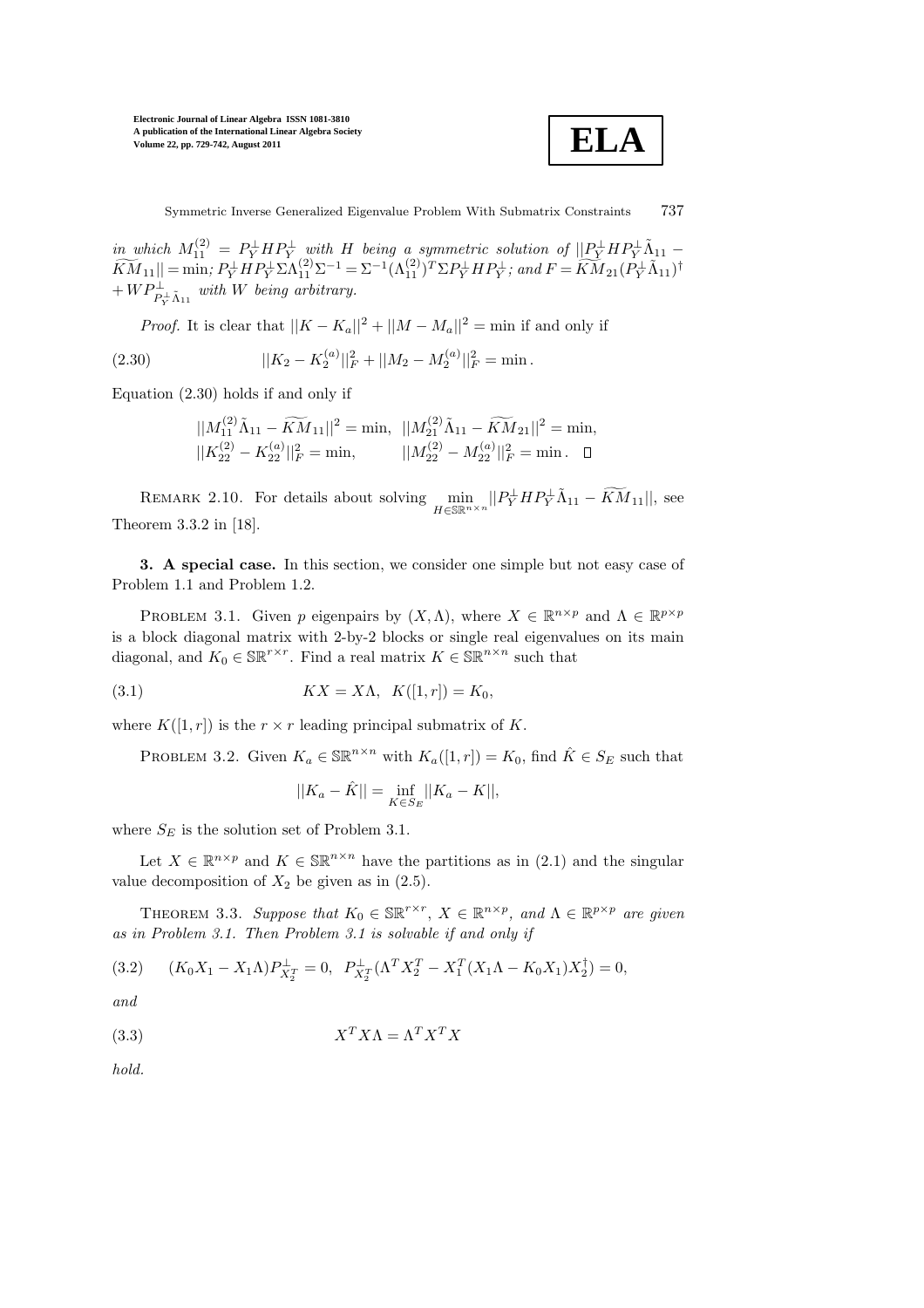*in which* $M_{11}^{(2)} = P_Y^\perp H P_Y^\perp$ *with* $H$ *being a symmetric solution of* $||P_Y^\perp H P_Y^\perp \tilde{\Lambda}_{11} - \widetilde{KM}_{11}|| = \min$*;* $P_Y^\perp H P_Y^\perp \Sigma \Lambda_{11}^{(2)} \Sigma^{-1} = \Sigma^{-1} (\Lambda_{11}^{(2)})^T \Sigma P_Y^\perp H P_Y^\perp$*; and* $F = \widetilde{KM}_{21} (P_Y^\perp \tilde{\Lambda}_{11})^\dagger + W P^\perp_{P_Y^\perp \tilde{\Lambda}_{11}}$ *with* $W$ *being arbitrary.*

*Proof.* It is clear that $||K - K_a||^2 + ||M - M_a||^2 = \min$ if and only if

$$||K_2 - K_2^{(a)}||_F^2 + ||M_2 - M_2^{(a)}||_F^2 = \min . \tag{2.30}$$

Equation (2.30) holds if and only if

$$\begin{aligned} &||M_{11}^{(2)} \tilde{\Lambda}_{11} - \widetilde{KM}_{11}||^2 = \min, \quad ||M_{21}^{(2)} \tilde{\Lambda}_{11} - \widetilde{KM}_{21}||^2 = \min, \\ &||K_{22}^{(2)} - K_{22}^{(a)}||_F^2 = \min, \qquad ||M_{22}^{(2)} - M_{22}^{(a)}||_F^2 = \min . \quad \square \end{aligned}$$

REMARK 2.10. For details about solving $\min\limits_{H \in \mathbb{SR}^{n\times n}} ||P_Y^\perp H P_Y^\perp \tilde{\Lambda}_{11} - \widetilde{KM}_{11}||$, see Theorem 3.3.2 in [18].

**3. A special case.** In this section, we consider one simple but not easy case of Problem 1.1 and Problem 1.2.

PROBLEM 3.1. Given $p$ eigenpairs by $(X, \Lambda)$, where $X \in \mathbb{R}^{n\times p}$ and $\Lambda \in \mathbb{R}^{p\times p}$ is a block diagonal matrix with 2-by-2 blocks or single real eigenvalues on its main diagonal, and $K_0 \in \mathbb{SR}^{r\times r}$. Find a real matrix $K \in \mathbb{SR}^{n\times n}$ such that

$$KX = X\Lambda, \quad K([1, r]) = K_0, \tag{3.1}$$

where $K([1, r])$ is the $r \times r$ leading principal submatrix of $K$.

PROBLEM 3.2. Given $K_a \in \mathbb{SR}^{n\times n}$ with $K_a([1, r]) = K_0$, find $\hat{K} \in S_E$ such that

$$||K_a - \hat{K}|| = \inf_{K\in S_E} ||K_a - K||,$$

where $S_E$ is the solution set of Problem 3.1.

Let $X \in \mathbb{R}^{n\times p}$ and $K \in \mathbb{SR}^{n\times n}$ have the partitions as in (2.1) and the singular value decomposition of $X_2$ be given as in (2.5).

THEOREM 3.3. *Suppose that* $K_0 \in \mathbb{SR}^{r\times r}$*,* $X \in \mathbb{R}^{n\times p}$*, and* $\Lambda \in \mathbb{R}^{p\times p}$ *are given as in Problem 3.1. Then Problem 3.1 is solvable if and only if*

$$(K_0 X_1 - X_1 \Lambda) P_{X_2^T}^\perp = 0, \quad P_{X_2^T}^\perp (\Lambda^T X_2^T - X_1^T (X_1 \Lambda - K_0 X_1) X_2^\dagger) = 0, \tag{3.2}$$

*and*

$$X^T X \Lambda = \Lambda^T X^T X \tag{3.3}$$

*hold.*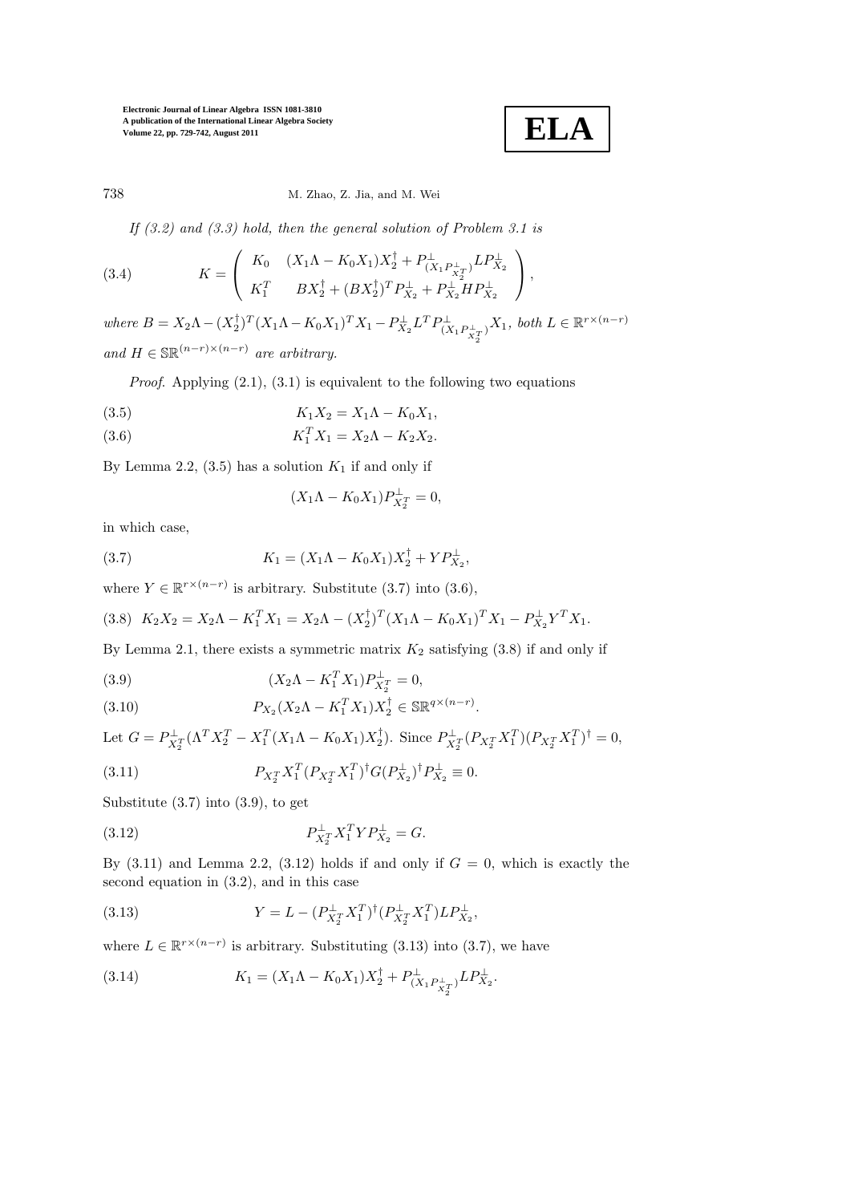*If (3.2) and (3.3) hold, then the general solution of Problem 3.1 is*

$$K = \begin{pmatrix} K_0 & (X_1\Lambda - K_0X_1)X_2^\dagger + P^\perp_{(X_1P^\perp_{X_2^T})}LP^\perp_{X_2} \\ K_1^T & BX_2^\dagger + (BX_2^\dagger)^TP^\perp_{X_2} + P^\perp_{X_2}HP^\perp_{X_2} \end{pmatrix}, \tag{3.4}$$

*where* $B = X_2\Lambda - (X_2^\dagger)^T(X_1\Lambda - K_0X_1)^TX_1 - P^\perp_{X_2}L^TP^\perp_{(X_1P^\perp_{X_2^T})}X_1$*, both* $L \in \mathbb{R}^{r\times(n-r)}$ *and* $H \in \mathbb{SR}^{(n-r)\times(n-r)}$ *are arbitrary.*

*Proof.* Applying (2.1), (3.1) is equivalent to the following two equations

$$K_1X_2 = X_1\Lambda - K_0X_1, \tag{3.5}$$

$$K_1^TX_1 = X_2\Lambda - K_2X_2. \tag{3.6}$$

By Lemma 2.2, (3.5) has a solution $K_1$ if and only if

$$(X_1\Lambda - K_0X_1)P^\perp_{X_2^T} = 0,$$

in which case,

$$K_1 = (X_1\Lambda - K_0X_1)X_2^\dagger + YP^\perp_{X_2}, \tag{3.7}$$

where $Y \in \mathbb{R}^{r\times(n-r)}$ is arbitrary. Substitute (3.7) into (3.6),

$$K_2X_2 = X_2\Lambda - K_1^TX_1 = X_2\Lambda - (X_2^\dagger)^T(X_1\Lambda - K_0X_1)^TX_1 - P^\perp_{X_2}Y^TX_1. \tag{3.8}$$

By Lemma 2.1, there exists a symmetric matrix $K_2$ satisfying (3.8) if and only if

$$(X_2\Lambda - K_1^TX_1)P^\perp_{X_2^T} = 0, \tag{3.9}$$

$$P_{X_2}(X_2\Lambda - K_1^TX_1)X_2^\dagger \in \mathbb{SR}^{q\times(n-r)}. \tag{3.10}$$

Let $G = P^\perp_{X_2^T}(\Lambda^TX_2^T - X_1^T(X_1\Lambda - K_0X_1)X_2^\dagger)$. Since $P^\perp_{X_2^T}(P_{X_2^T}X_1^T)(P_{X_2^T}X_1^T)^\dagger = 0$,

$$P_{X_2^T}X_1^T(P_{X_2^T}X_1^T)^\dagger G(P^\perp_{X_2})^\dagger P^\perp_{X_2} \equiv 0. \tag{3.11}$$

Substitute (3.7) into (3.9), to get

$$P^\perp_{X_2^T}X_1^TYP^\perp_{X_2} = G. \tag{3.12}$$

By (3.11) and Lemma 2.2, (3.12) holds if and only if $G = 0$, which is exactly the second equation in (3.2), and in this case

$$Y = L - (P^\perp_{X_2^T}X_1^T)^\dagger(P^\perp_{X_2^T}X_1^T)LP^\perp_{X_2}, \tag{3.13}$$

where $L \in \mathbb{R}^{r\times(n-r)}$ is arbitrary. Substituting (3.13) into (3.7), we have

$$K_1 = (X_1\Lambda - K_0X_1)X_2^\dagger + P^\perp_{(X_1P^\perp_{X_2^T})}LP^\perp_{X_2}. \tag{3.14}$$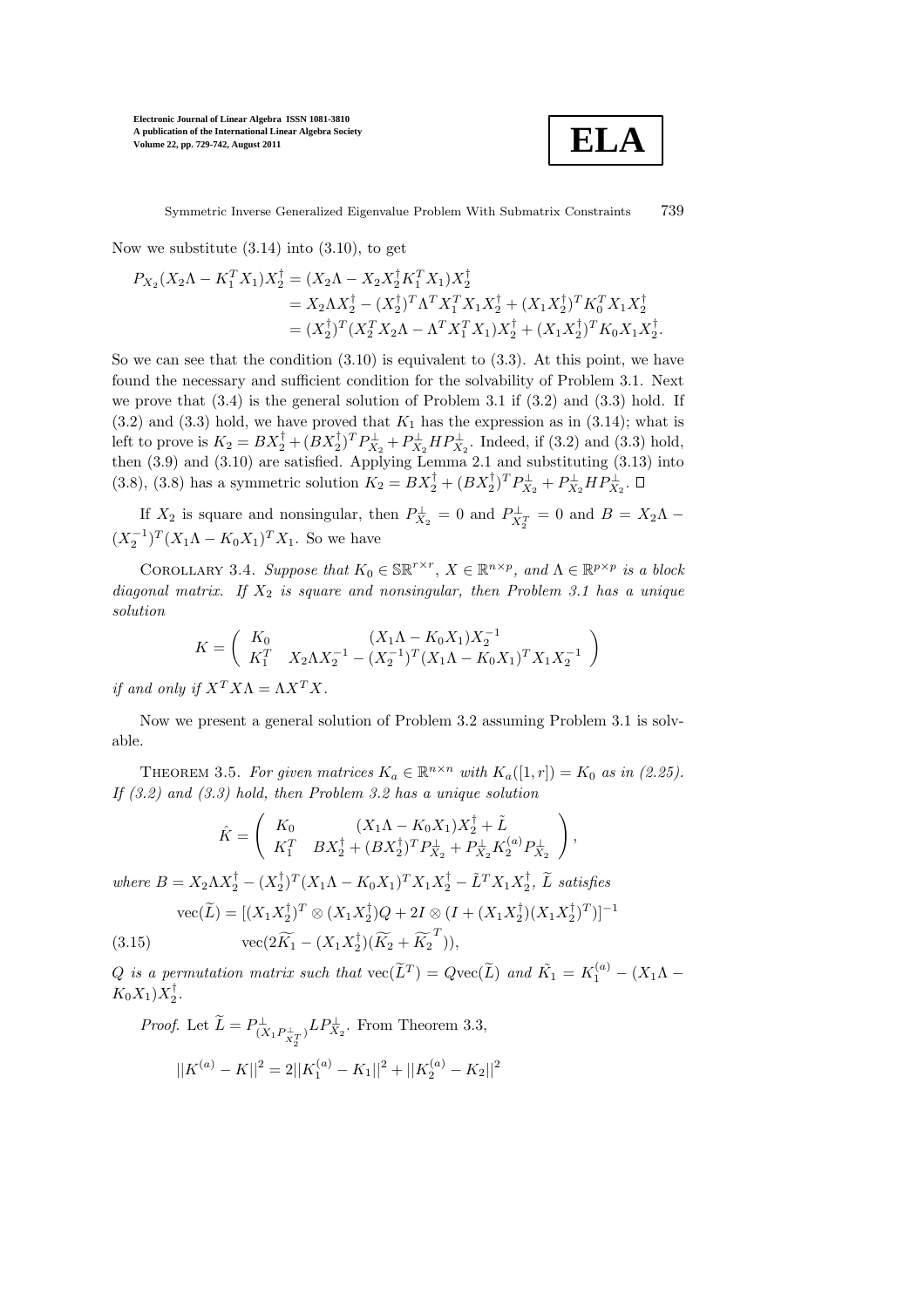Now we substitute (3.14) into (3.10), to get

$$
\begin{aligned}
P_{X_2}(X_2\Lambda - K_1^T X_1)X_2^\dagger &= (X_2\Lambda - X_2 X_2^\dagger K_1^T X_1)X_2^\dagger \\
&= X_2\Lambda X_2^\dagger - (X_2^\dagger)^T \Lambda^T X_1^T X_1 X_2^\dagger + (X_1 X_2^\dagger)^T K_0^T X_1 X_2^\dagger \\
&= (X_2^\dagger)^T (X_2^T X_2 \Lambda - \Lambda^T X_1^T X_1) X_2^\dagger + (X_1 X_2^\dagger)^T K_0 X_1 X_2^\dagger.
\end{aligned}
$$

So we can see that the condition (3.10) is equivalent to (3.3). At this point, we have found the necessary and sufficient condition for the solvability of Problem 3.1. Next we prove that (3.4) is the general solution of Problem 3.1 if (3.2) and (3.3) hold. If (3.2) and (3.3) hold, we have proved that $K_1$ has the expression as in (3.14); what is left to prove is $K_2 = BX_2^\dagger + (BX_2^\dagger)^T P_{X_2}^\perp + P_{X_2}^\perp H P_{X_2}^\perp$. Indeed, if (3.2) and (3.3) hold, then (3.9) and (3.10) are satisfied. Applying Lemma 2.1 and substituting (3.13) into (3.8), (3.8) has a symmetric solution $K_2 = BX_2^\dagger + (BX_2^\dagger)^T P_{X_2}^\perp + P_{X_2}^\perp H P_{X_2}^\perp$. □

If $X_2$ is square and nonsingular, then $P_{X_2}^\perp = 0$ and $P_{X_2^T}^\perp = 0$ and $B = X_2\Lambda - (X_2^{-1})^T (X_1\Lambda - K_0 X_1)^T X_1$. So we have

COROLLARY 3.4. *Suppose that $K_0 \in \mathbb{SR}^{r\times r}$, $X \in \mathbb{R}^{n\times p}$, and $\Lambda \in \mathbb{R}^{p\times p}$ is a block diagonal matrix. If $X_2$ is square and nonsingular, then Problem 3.1 has a unique solution*

$$
K = \begin{pmatrix} K_0 & (X_1\Lambda - K_0 X_1)X_2^{-1} \\ K_1^T & X_2\Lambda X_2^{-1} - (X_2^{-1})^T (X_1\Lambda - K_0 X_1)^T X_1 X_2^{-1} \end{pmatrix}
$$

*if and only if $X^T X \Lambda = \Lambda X^T X$.*

Now we present a general solution of Problem 3.2 assuming Problem 3.1 is solvable.

THEOREM 3.5. *For given matrices $K_a \in \mathbb{R}^{n\times n}$ with $K_a([1,r]) = K_0$ as in (2.25). If (3.2) and (3.3) hold, then Problem 3.2 has a unique solution*

$$
\hat{K} = \begin{pmatrix} K_0 & (X_1\Lambda - K_0 X_1)X_2^\dagger + \tilde{L} \\ K_1^T & BX_2^\dagger + (BX_2^\dagger)^T P_{X_2}^\perp + P_{X_2}^\perp K_2^{(a)} P_{X_2}^\perp \end{pmatrix},
$$

*where $B = X_2\Lambda X_2^\dagger - (X_2^\dagger)^T (X_1\Lambda - K_0 X_1)^T X_1 X_2^\dagger - \tilde{L}^T X_1 X_2^\dagger$, $\widetilde{L}$ satisfies*

$$
\begin{aligned}
\mathrm{vec}(\widetilde{L}) &= [(X_1 X_2^\dagger)^T \otimes (X_1 X_2^\dagger) Q + 2I \otimes (I + (X_1 X_2^\dagger)(X_1 X_2^\dagger)^T)]^{-1} \\
&\quad \mathrm{vec}(2\widetilde{K_1} - (X_1 X_2^\dagger)(\widetilde{K_2} + \widetilde{K_2}^T)),
\end{aligned} \tag{3.15}
$$

*$Q$ is a permutation matrix such that $\mathrm{vec}(\widetilde{L}^T) = Q\mathrm{vec}(\widetilde{L})$ and $\tilde{K}_1 = K_1^{(a)} - (X_1\Lambda - K_0 X_1)X_2^\dagger$.*

*Proof.* Let $\widetilde{L} = P_{(X_1 P_{X_2^T}^\perp)}^\perp L P_{X_2}^\perp$. From Theorem 3.3,

$$
||K^{(a)} - K||^2 = 2||K_1^{(a)} - K_1||^2 + ||K_2^{(a)} - K_2||^2
$$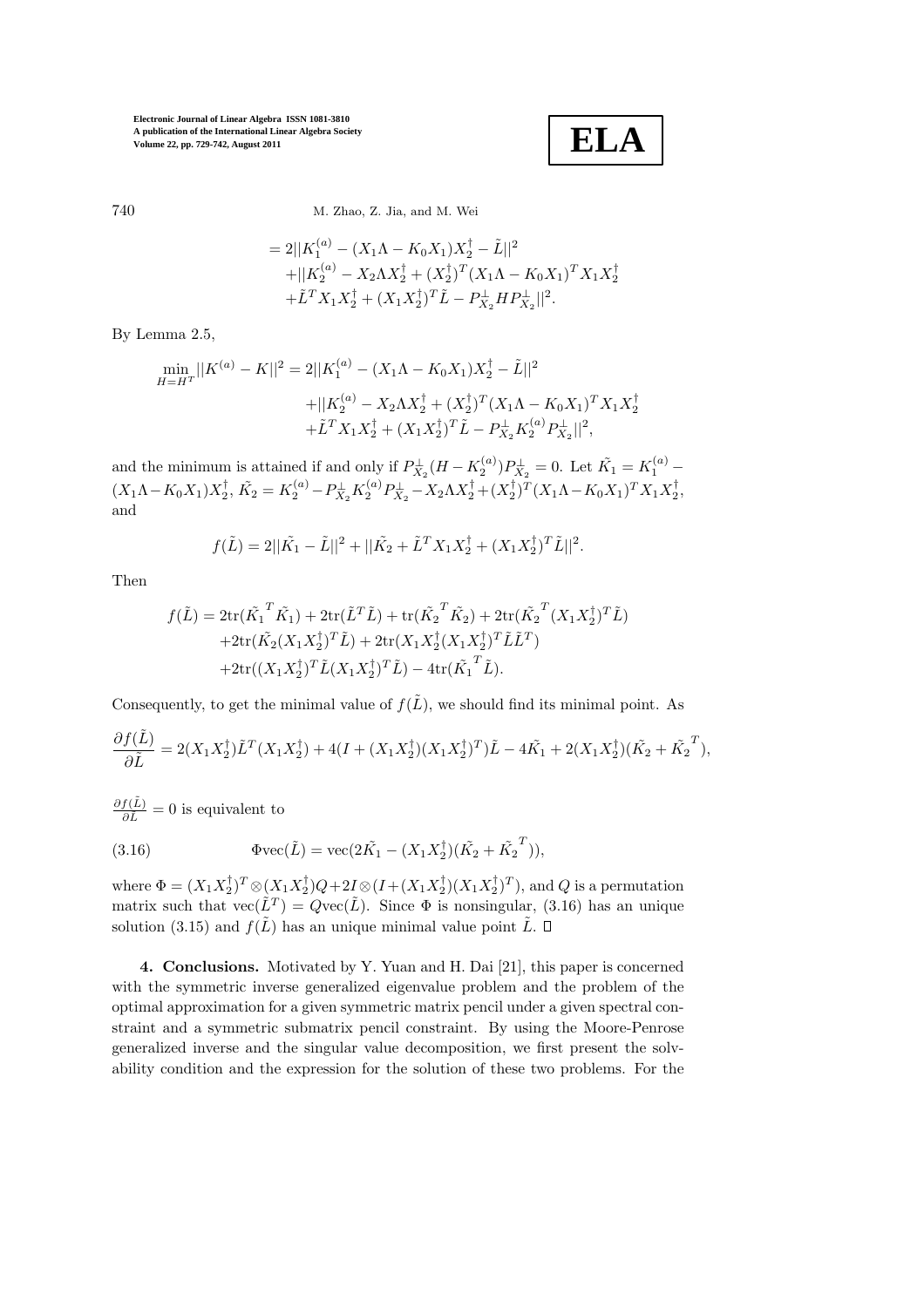$$
\begin{aligned}
&= 2||K_1^{(a)} - (X_1\Lambda - K_0X_1)X_2^\dagger - \tilde{L}||^2 \\
&\quad + ||K_2^{(a)} - X_2\Lambda X_2^\dagger + (X_2^\dagger)^T(X_1\Lambda - K_0X_1)^T X_1 X_2^\dagger \\
&\quad + \tilde{L}^T X_1 X_2^\dagger + (X_1X_2^\dagger)^T \tilde{L} - P_{X_2}^\perp H P_{X_2}^\perp||^2.
\end{aligned}
$$

By Lemma 2.5,

$$
\begin{aligned}
\min_{H=H^T} ||K^{(a)} - K||^2 &= 2||K_1^{(a)} - (X_1\Lambda - K_0X_1)X_2^\dagger - \tilde{L}||^2 \\
&\quad + ||K_2^{(a)} - X_2\Lambda X_2^\dagger + (X_2^\dagger)^T(X_1\Lambda - K_0X_1)^T X_1 X_2^\dagger \\
&\quad + \tilde{L}^T X_1 X_2^\dagger + (X_1X_2^\dagger)^T \tilde{L} - P_{X_2}^\perp K_2^{(a)} P_{X_2}^\perp||^2,
\end{aligned}
$$

and the minimum is attained if and only if $P_{X_2}^\perp (H - K_2^{(a)}) P_{X_2}^\perp = 0$. Let $\tilde{K_1} = K_1^{(a)} - (X_1\Lambda - K_0X_1)X_2^\dagger$, $\tilde{K_2} = K_2^{(a)} - P_{X_2}^\perp K_2^{(a)} P_{X_2}^\perp - X_2\Lambda X_2^\dagger + (X_2^\dagger)^T(X_1\Lambda - K_0X_1)^T X_1 X_2^\dagger$, and

$$
f(\tilde{L}) = 2||\tilde{K_1} - \tilde{L}||^2 + ||\tilde{K_2} + \tilde{L}^T X_1 X_2^\dagger + (X_1X_2^\dagger)^T \tilde{L}||^2.
$$

Then

$$
\begin{aligned}
f(\tilde{L}) &= 2\mathrm{tr}(\tilde{K_1}^T \tilde{K_1}) + 2\mathrm{tr}(\tilde{L}^T \tilde{L}) + \mathrm{tr}(\tilde{K_2}^T \tilde{K_2}) + 2\mathrm{tr}(\tilde{K_2}^T (X_1X_2^\dagger)^T \tilde{L}) \\
&\quad + 2\mathrm{tr}(\tilde{K_2}(X_1X_2^\dagger)^T \tilde{L}) + 2\mathrm{tr}(X_1X_2^\dagger (X_1X_2^\dagger)^T \tilde{L}\tilde{L}^T) \\
&\quad + 2\mathrm{tr}((X_1X_2^\dagger)^T \tilde{L} (X_1X_2^\dagger)^T \tilde{L}) - 4\mathrm{tr}(\tilde{K_1}^T \tilde{L}).
\end{aligned}
$$

Consequently, to get the minimal value of $f(\tilde{L})$, we should find its minimal point. As

$$
\frac{\partial f(\tilde{L})}{\partial \tilde{L}} = 2(X_1X_2^\dagger)\tilde{L}^T(X_1X_2^\dagger) + 4(I + (X_1X_2^\dagger)(X_1X_2^\dagger)^T)\tilde{L} - 4\tilde{K_1} + 2(X_1X_2^\dagger)(\tilde{K_2} + \tilde{K_2}^T),
$$

$\frac{\partial f(\tilde{L})}{\partial \tilde{L}} = 0$ is equivalent to

$$
\Phi \mathrm{vec}(\tilde{L}) = \mathrm{vec}(2\tilde{K_1} - (X_1X_2^\dagger)(\tilde{K_2} + \tilde{K_2}^T)), \tag{3.16}
$$

where $\Phi = (X_1X_2^\dagger)^T \otimes (X_1X_2^\dagger)Q + 2I \otimes (I + (X_1X_2^\dagger)(X_1X_2^\dagger)^T)$, and $Q$ is a permutation matrix such that $\mathrm{vec}(\tilde{L}^T) = Q\mathrm{vec}(\tilde{L})$. Since $\Phi$ is nonsingular, (3.16) has an unique solution (3.15) and $f(\tilde{L})$ has an unique minimal value point $\tilde{L}$. $\square$

**4. Conclusions.** Motivated by Y. Yuan and H. Dai [21], this paper is concerned with the symmetric inverse generalized eigenvalue problem and the problem of the optimal approximation for a given symmetric matrix pencil under a given spectral constraint and a symmetric submatrix pencil constraint. By using the Moore-Penrose generalized inverse and the singular value decomposition, we first present the solvability condition and the expression for the solution of these two problems. For the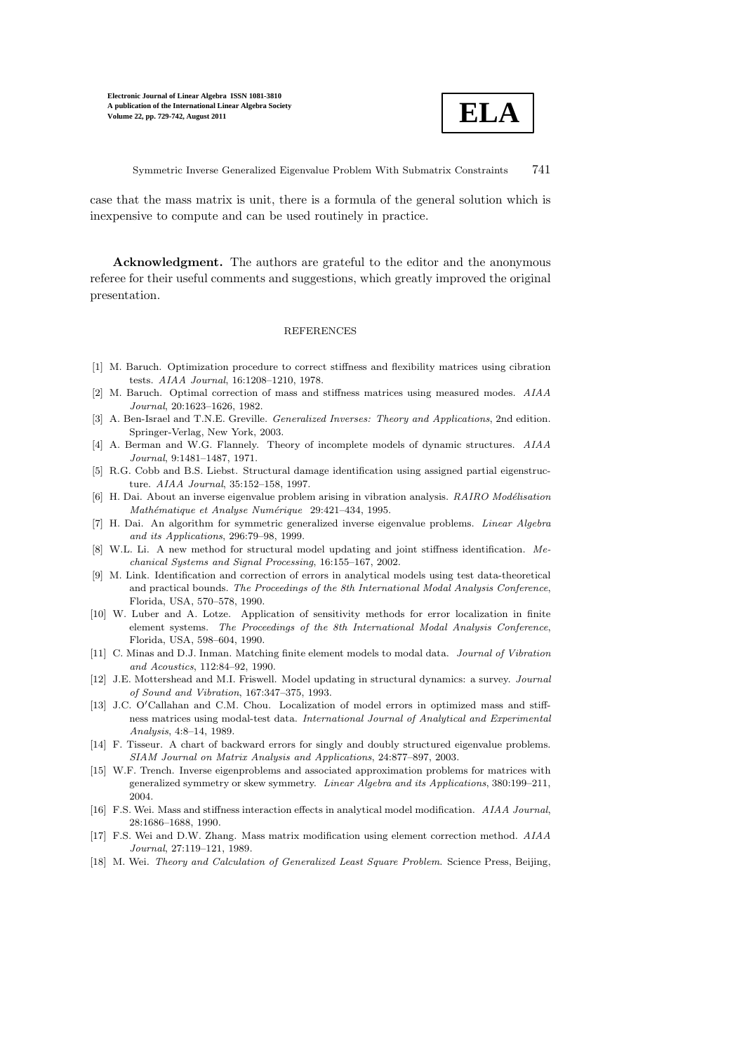case that the mass matrix is unit, there is a formula of the general solution which is inexpensive to compute and can be used routinely in practice.

**Acknowledgment.** The authors are grateful to the editor and the anonymous referee for their useful comments and suggestions, which greatly improved the original presentation.

## REFERENCES

[1] M. Baruch. Optimization procedure to correct stiffness and flexibility matrices using cibration tests. *AIAA Journal*, 16:1208–1210, 1978.

[2] M. Baruch. Optimal correction of mass and stiffness matrices using measured modes. *AIAA Journal*, 20:1623–1626, 1982.

[3] A. Ben-Israel and T.N.E. Greville. *Generalized Inverses: Theory and Applications*, 2nd edition. Springer-Verlag, New York, 2003.

[4] A. Berman and W.G. Flannely. Theory of incomplete models of dynamic structures. *AIAA Journal*, 9:1481–1487, 1971.

[5] R.G. Cobb and B.S. Liebst. Structural damage identification using assigned partial eigenstructure. *AIAA Journal*, 35:152–158, 1997.

[6] H. Dai. About an inverse eigenvalue problem arising in vibration analysis. *RAIRO Modélisation Mathématique et Analyse Numérique* 29:421–434, 1995.

[7] H. Dai. An algorithm for symmetric generalized inverse eigenvalue problems. *Linear Algebra and its Applications*, 296:79–98, 1999.

[8] W.L. Li. A new method for structural model updating and joint stiffness identification. *Mechanical Systems and Signal Processing*, 16:155–167, 2002.

[9] M. Link. Identification and correction of errors in analytical models using test data-theoretical and practical bounds. *The Proceedings of the 8th International Modal Analysis Conference*, Florida, USA, 570–578, 1990.

[10] W. Luber and A. Lotze. Application of sensitivity methods for error localization in finite element systems. *The Proceedings of the 8th International Modal Analysis Conference*, Florida, USA, 598–604, 1990.

[11] C. Minas and D.J. Inman. Matching finite element models to modal data. *Journal of Vibration and Acoustics*, 112:84–92, 1990.

[12] J.E. Mottershead and M.I. Friswell. Model updating in structural dynamics: a survey. *Journal of Sound and Vibration*, 167:347–375, 1993.

[13] J.C. O′Callahan and C.M. Chou. Localization of model errors in optimized mass and stiffness matrices using modal-test data. *International Journal of Analytical and Experimental Analysis*, 4:8–14, 1989.

[14] F. Tisseur. A chart of backward errors for singly and doubly structured eigenvalue problems. *SIAM Journal on Matrix Analysis and Applications*, 24:877–897, 2003.

[15] W.F. Trench. Inverse eigenproblems and associated approximation problems for matrices with generalized symmetry or skew symmetry. *Linear Algebra and its Applications*, 380:199–211, 2004.

[16] F.S. Wei. Mass and stiffness interaction effects in analytical model modification. *AIAA Journal*, 28:1686–1688, 1990.

[17] F.S. Wei and D.W. Zhang. Mass matrix modification using element correction method. *AIAA Journal*, 27:119–121, 1989.

[18] M. Wei. *Theory and Calculation of Generalized Least Square Problem*. Science Press, Beijing,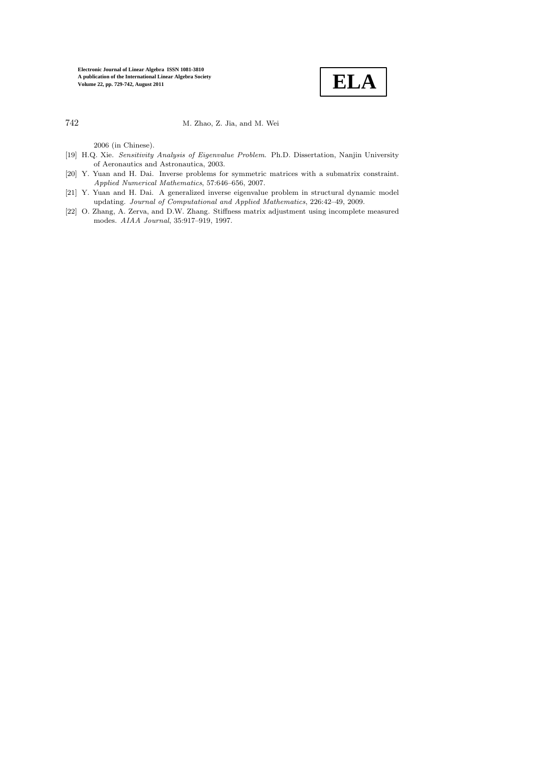2006 (in Chinese).

[19] H.Q. Xie. *Sensitivity Analysis of Eigenvalue Problem*. Ph.D. Dissertation, Nanjin University of Aeronautics and Astronautica, 2003.

[20] Y. Yuan and H. Dai. Inverse problems for symmetric matrices with a submatrix constraint. *Applied Numerical Mathematics*, 57:646–656, 2007.

[21] Y. Yuan and H. Dai. A generalized inverse eigenvalue problem in structural dynamic model updating. *Journal of Computational and Applied Mathematics*, 226:42–49, 2009.

[22] O. Zhang, A. Zerva, and D.W. Zhang. Stiffness matrix adjustment using incomplete measured modes. *AIAA Journal*, 35:917–919, 1997.